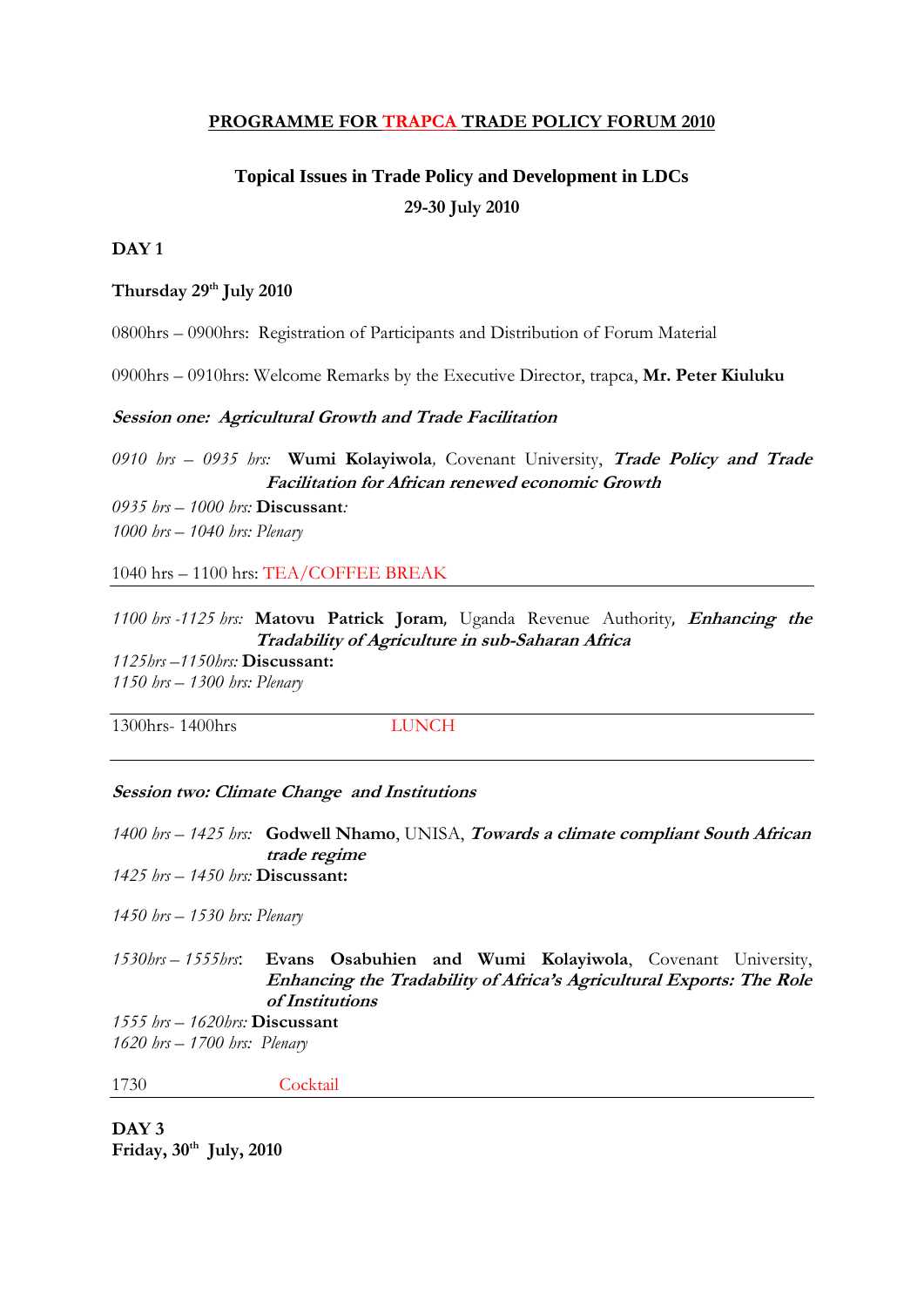**PROGRAMME FOR TRAPCA TRADE POLICY FORUM 2010**

**Topical Issues in Trade Policy and Development in LDCs**

**29-30 July 2010**

**DAY 1**

**Thursday 29th July 2010**

0800hrs – 0900hrs: Registration of Participants and Distribution of Forum Material

0900hrs – 0910hrs: Welcome Remarks by the Executive Director, trapca, **Mr. Peter Kiuluku**

***Session one: Agricultural Growth and Trade Facilitation***

*0910 hrs – 0935 hrs:* **Wumi Kolayiwola**, Covenant University, ***Trade Policy and Trade Facilitation for African renewed economic Growth***

*0935 hrs – 1000 hrs:* **Discussant***:*

*1000 hrs – 1040 hrs: Plenary*

1040 hrs – 1100 hrs: TEA/COFFEE BREAK

---

*1100 hrs -1125 hrs:* **Matovu Patrick Joram**, Uganda Revenue Authority, ***Enhancing the Tradability of Agriculture in sub-Saharan Africa***

*1125hrs –1150hrs:* **Discussant:**

*1150 hrs – 1300 hrs: Plenary*

---

1300hrs- 1400hrs LUNCH

---

***Session two: Climate Change and Institutions***

*1400 hrs – 1425 hrs:* **Godwell Nhamo**, UNISA, ***Towards a climate compliant South African trade regime***

*1425 hrs – 1450 hrs:* **Discussant:**

*1450 hrs – 1530 hrs: Plenary*

*1530hrs – 1555hrs*: **Evans Osabuhien and Wumi Kolayiwola**, Covenant University, ***Enhancing the Tradability of Africa's Agricultural Exports: The Role of Institutions***

*1555 hrs – 1620hrs:* **Discussant**

*1620 hrs – 1700 hrs: Plenary*

1730 Cocktail

---

**DAY 3**

**Friday, 30th July, 2010**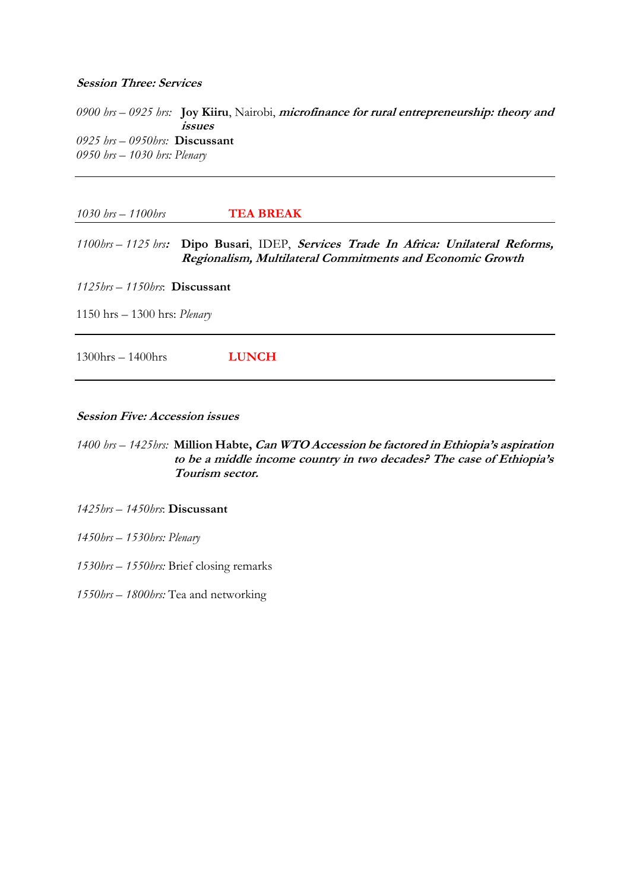***Session Three: Services***

*0900 hrs – 0925 hrs:* **Joy Kiiru**, Nairobi, ***microfinance for rural entrepreneurship: theory and issues***
*0925 hrs – 0950hrs:* **Discussant**
*0950 hrs – 1030 hrs: Plenary*

---

*1030 hrs – 1100hrs* **TEA BREAK**

---

*1100hrs – 1125 hrs*: **Dipo Busari**, IDEP, ***Services Trade In Africa: Unilateral Reforms, Regionalism, Multilateral Commitments and Economic Growth***

*1125hrs – 1150hrs*: **Discussant**

1150 hrs – 1300 hrs: *Plenary*

---

1300hrs – 1400hrs **LUNCH**

---

***Session Five: Accession issues***

*1400 hrs – 1425hrs:* **Million Habte, *Can WTO Accession be factored in Ethiopia's aspiration to be a middle income country in two decades? The case of Ethiopia's Tourism sector.***

*1425hrs – 1450hrs*: **Discussant**

*1450hrs – 1530hrs: Plenary*

*1530hrs – 1550hrs:* Brief closing remarks

*1550hrs – 1800hrs:* Tea and networking